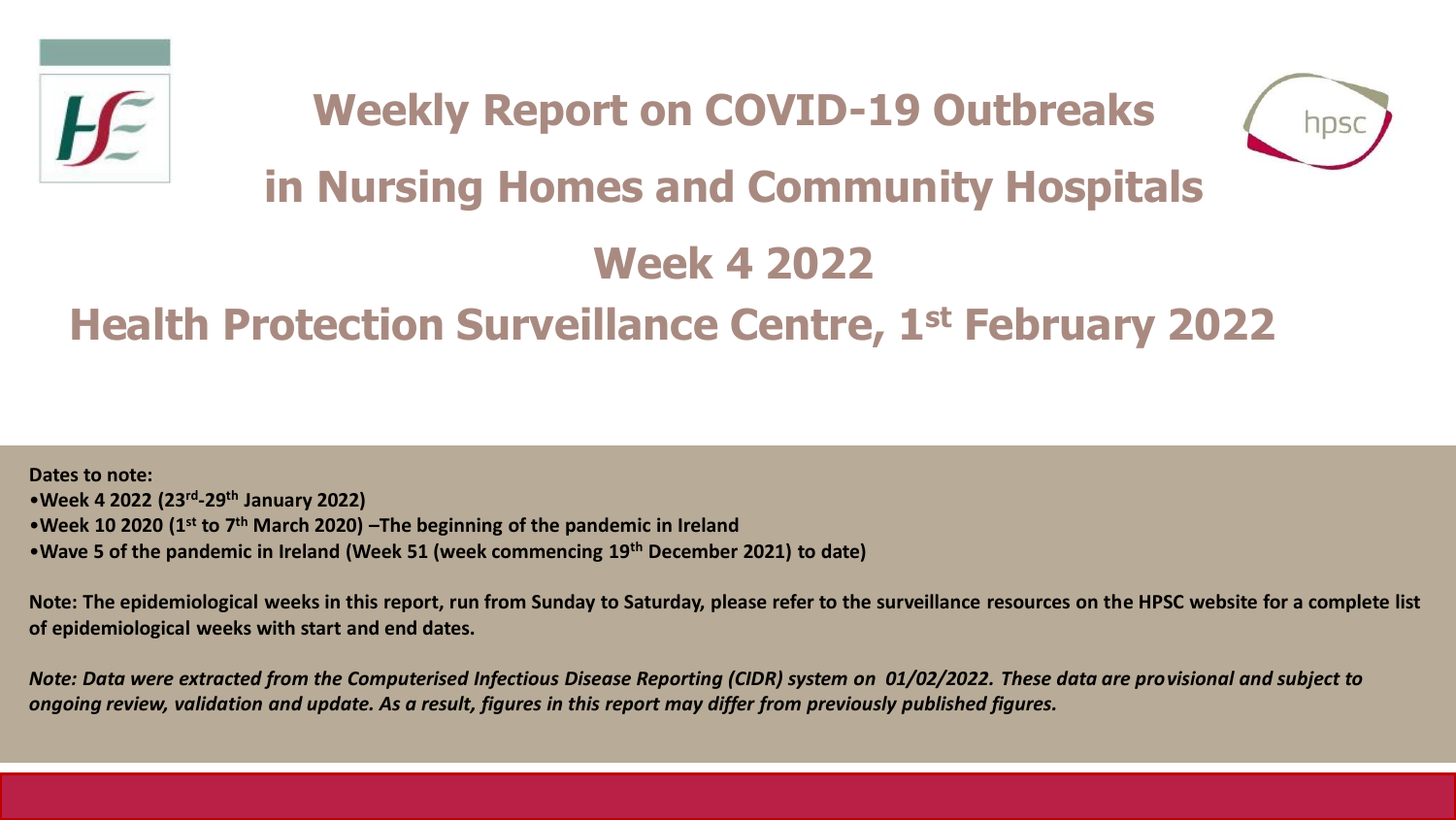# Weekly Report on COVID-19 Outbreaks in Nursing Homes and Community Hospitals

# Week 4 2022

## Health Protection Surveillance Centre, 1st February 2022

**Dates to note:**

- **Week 4 2022 (23rd-29th January 2022)**
- **Week 10 2020 (1st to 7th March 2020) –The beginning of the pandemic in Ireland**
- **Wave 5 of the pandemic in Ireland (Week 51 (week commencing 19th December 2021) to date)**

**Note: The epidemiological weeks in this report, run from Sunday to Saturday, please refer to the surveillance resources on the HPSC website for a complete list of epidemiological weeks with start and end dates.**

***Note: Data were extracted from the Computerised Infectious Disease Reporting (CIDR) system on 01/02/2022. These data are provisional and subject to ongoing review, validation and update. As a result, figures in this report may differ from previously published figures.***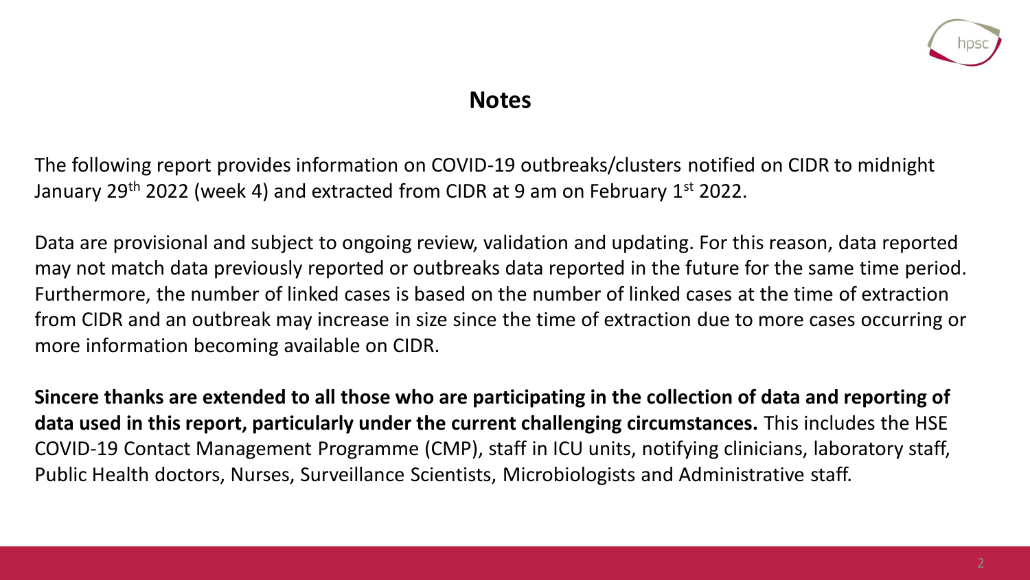# Notes

The following report provides information on COVID-19 outbreaks/clusters notified on CIDR to midnight January 29th 2022 (week 4) and extracted from CIDR at 9 am on February 1st 2022.

Data are provisional and subject to ongoing review, validation and updating. For this reason, data reported may not match data previously reported or outbreaks data reported in the future for the same time period. Furthermore, the number of linked cases is based on the number of linked cases at the time of extraction from CIDR and an outbreak may increase in size since the time of extraction due to more cases occurring or more information becoming available on CIDR.

**Sincere thanks are extended to all those who are participating in the collection of data and reporting of data used in this report, particularly under the current challenging circumstances.** This includes the HSE COVID-19 Contact Management Programme (CMP), staff in ICU units, notifying clinicians, laboratory staff, Public Health doctors, Nurses, Surveillance Scientists, Microbiologists and Administrative staff.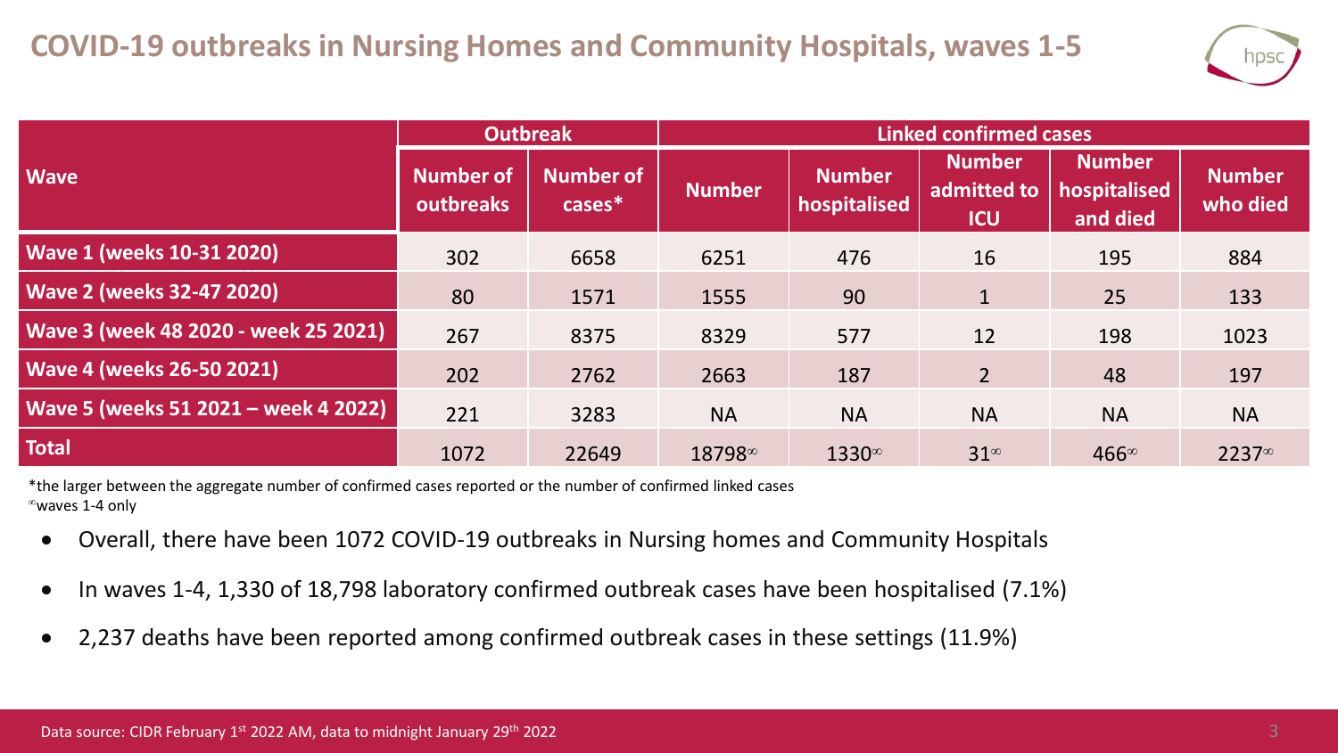## COVID-19 outbreaks in Nursing Homes and Community Hospitals, waves 1-5

| Wave | Outbreak | | Linked confirmed cases | | | | |
|---|---|---|---|---|---|---|---|
| | Number of outbreaks | Number of cases* | Number | Number hospitalised | Number admitted to ICU | Number hospitalised and died | Number who died |
| **Wave 1 (weeks 10-31 2020)** | 302 | 6658 | 6251 | 476 | 16 | 195 | 884 |
| **Wave 2 (weeks 32-47 2020)** | 80 | 1571 | 1555 | 90 | 1 | 25 | 133 |
| **Wave 3 (week 48 2020 - week 25 2021)** | 267 | 8375 | 8329 | 577 | 12 | 198 | 1023 |
| **Wave 4 (weeks 26-50 2021)** | 202 | 2762 | 2663 | 187 | 2 | 48 | 197 |
| **Wave 5 (weeks 51 2021 – week 4 2022)** | 221 | 3283 | NA | NA | NA | NA | NA |
| **Total** | 1072 | 22649 | 18798∞ | 1330∞ | 31∞ | 466∞ | 2237∞ |

*the larger between the aggregate number of confirmed cases reported or the number of confirmed linked cases
∞waves 1-4 only

- Overall, there have been 1072 COVID-19 outbreaks in Nursing homes and Community Hospitals
- In waves 1-4, 1,330 of 18,798 laboratory confirmed outbreak cases have been hospitalised (7.1%)
- 2,237 deaths have been reported among confirmed outbreak cases in these settings (11.9%)

Data source: CIDR February 1st 2022 AM, data to midnight January 29th 2022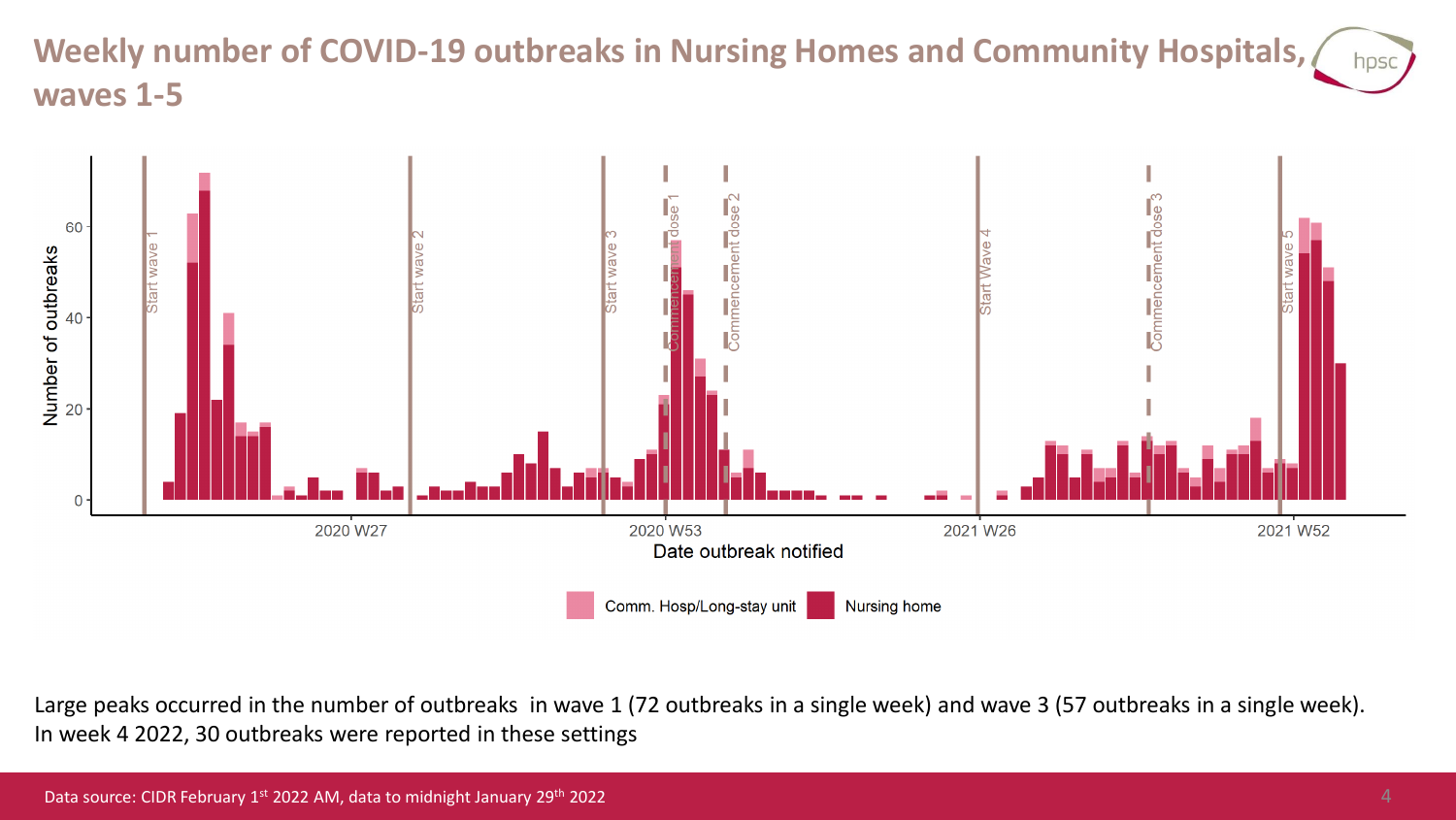# Weekly number of COVID-19 outbreaks in Nursing Homes and Community Hospitals, waves 1-5

Large peaks occurred in the number of outbreaks in wave 1 (72 outbreaks in a single week) and wave 3 (57 outbreaks in a single week). In week 4 2022, 30 outbreaks were reported in these settings

Data source: CIDR February 1st 2022 AM, data to midnight January 29th 2022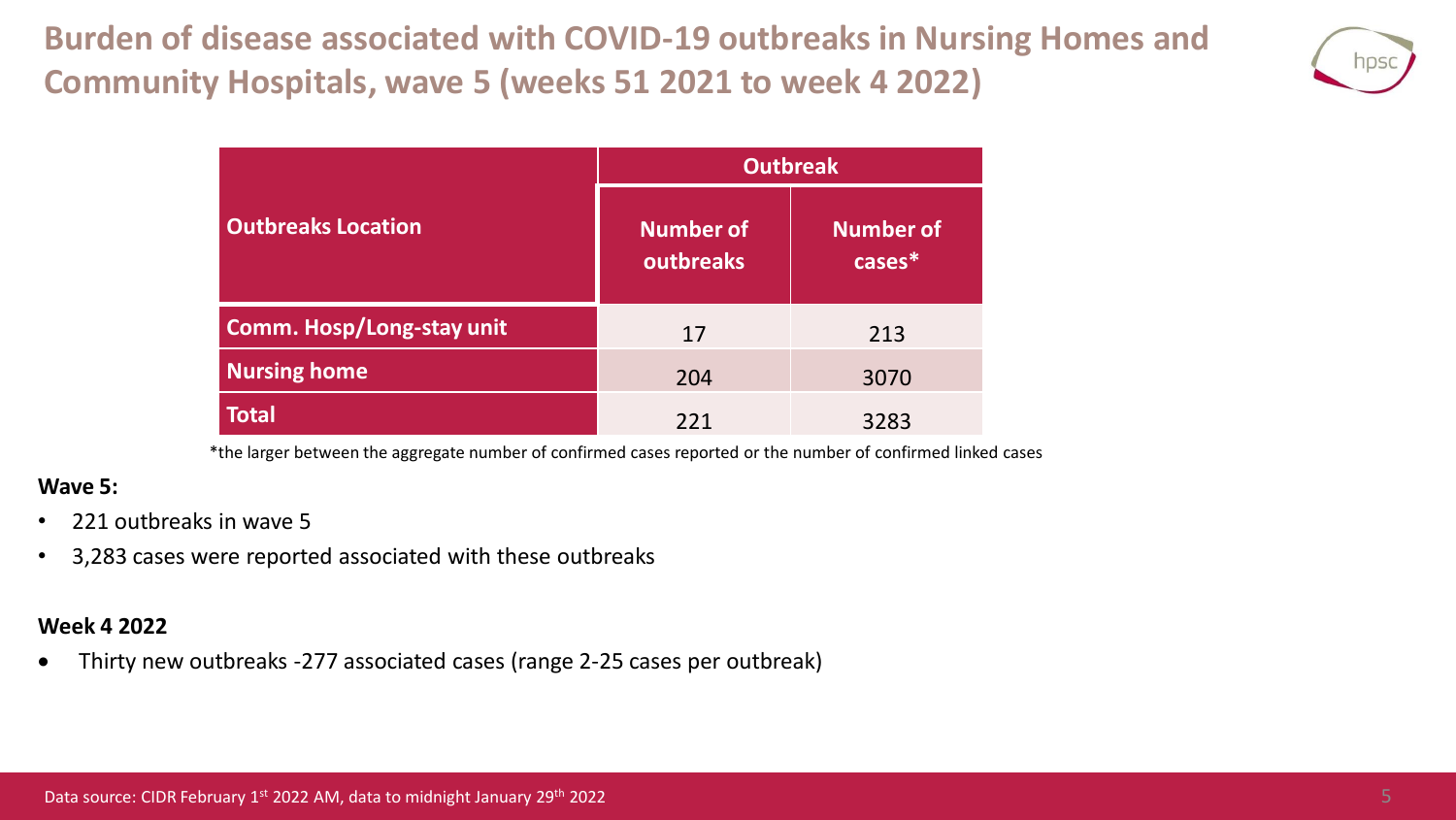# Burden of disease associated with COVID-19 outbreaks in Nursing Homes and Community Hospitals, wave 5 (weeks 51 2021 to week 4 2022)

| Outbreaks Location | Outbreak | |
|---|---|---|
| | Number of outbreaks | Number of cases* |
| Comm. Hosp/Long-stay unit | 17 | 213 |
| Nursing home | 204 | 3070 |
| Total | 221 | 3283 |

*the larger between the aggregate number of confirmed cases reported or the number of confirmed linked cases

**Wave 5:**

- 221 outbreaks in wave 5
- 3,283 cases were reported associated with these outbreaks

**Week 4 2022**

- Thirty new outbreaks -277 associated cases (range 2-25 cases per outbreak)

Data source: CIDR February 1st 2022 AM, data to midnight January 29th 2022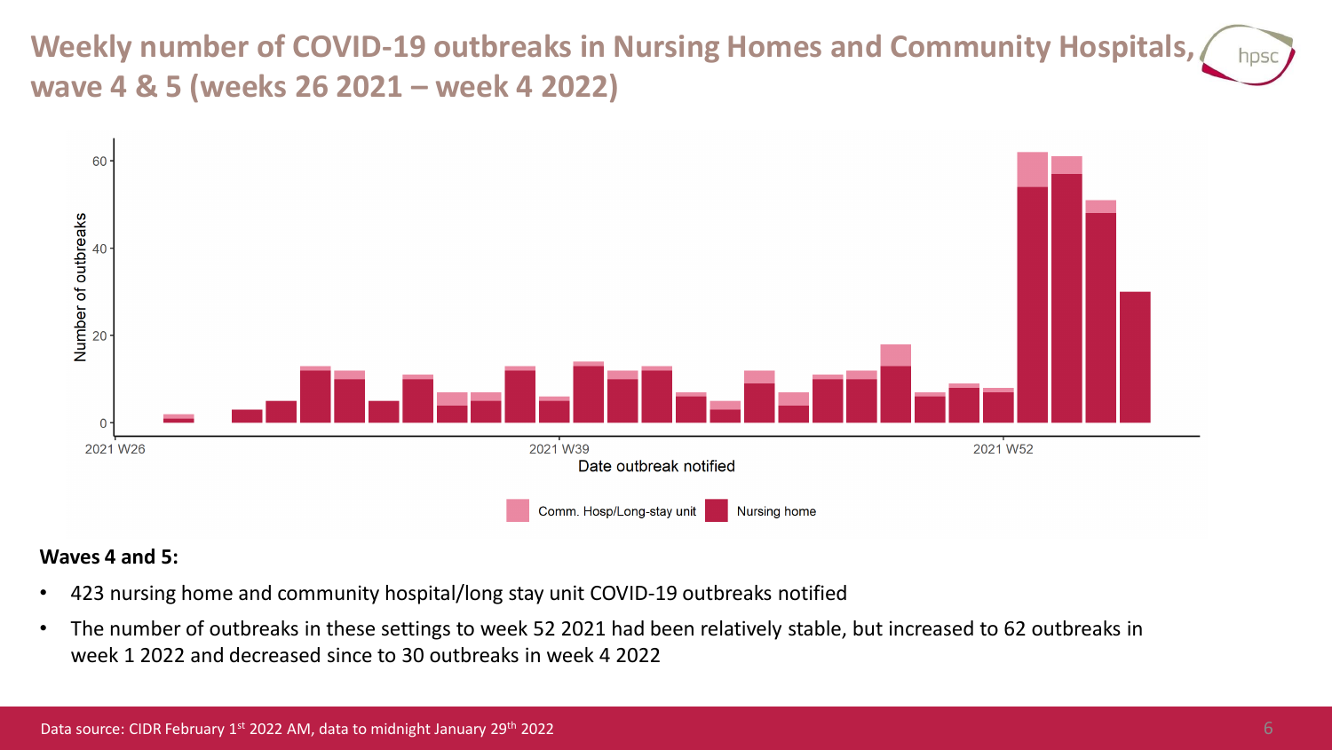# Weekly number of COVID-19 outbreaks in Nursing Homes and Community Hospitals, wave 4 & 5 (weeks 26 2021 – week 4 2022)

**Waves 4 and 5:**

- 423 nursing home and community hospital/long stay unit COVID-19 outbreaks notified
- The number of outbreaks in these settings to week 52 2021 had been relatively stable, but increased to 62 outbreaks in week 1 2022 and decreased since to 30 outbreaks in week 4 2022

Data source: CIDR February 1st 2022 AM, data to midnight January 29th 2022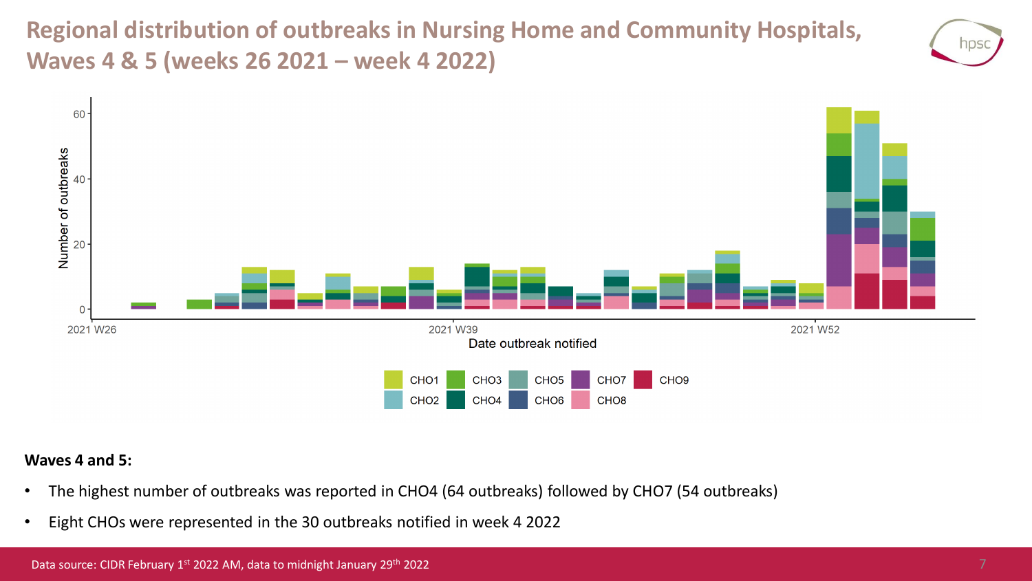# Regional distribution of outbreaks in Nursing Home and Community Hospitals, Waves 4 & 5 (weeks 26 2021 – week 4 2022)

**Waves 4 and 5:**

- The highest number of outbreaks was reported in CHO4 (64 outbreaks) followed by CHO7 (54 outbreaks)
- Eight CHOs were represented in the 30 outbreaks notified in week 4 2022

Data source: CIDR February 1st 2022 AM, data to midnight January 29th 2022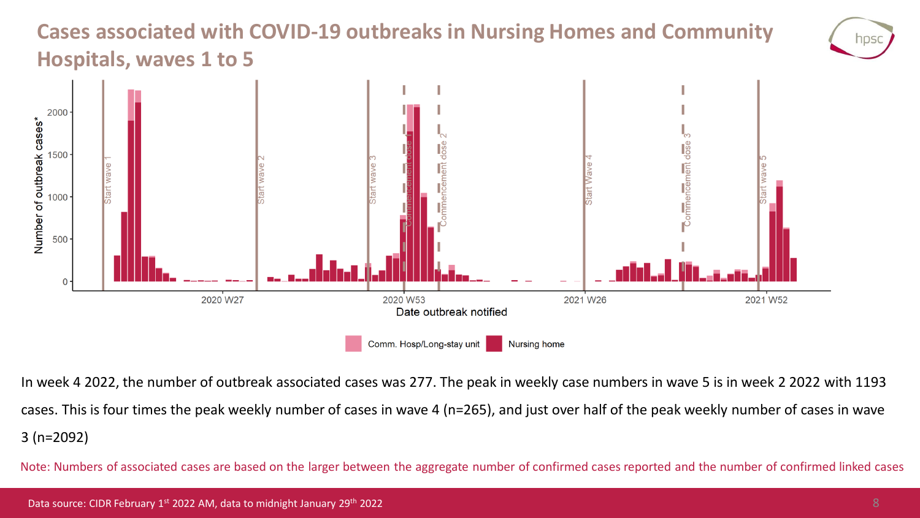# Cases associated with COVID-19 outbreaks in Nursing Homes and Community Hospitals, waves 1 to 5

In week 4 2022, the number of outbreak associated cases was 277. The peak in weekly case numbers in wave 5 is in week 2 2022 with 1193 cases. This is four times the peak weekly number of cases in wave 4 (n=265), and just over half of the peak weekly number of cases in wave 3 (n=2092)

Note: Numbers of associated cases are based on the larger between the aggregate number of confirmed cases reported and the number of confirmed linked cases

Data source: CIDR February 1st 2022 AM, data to midnight January 29th 2022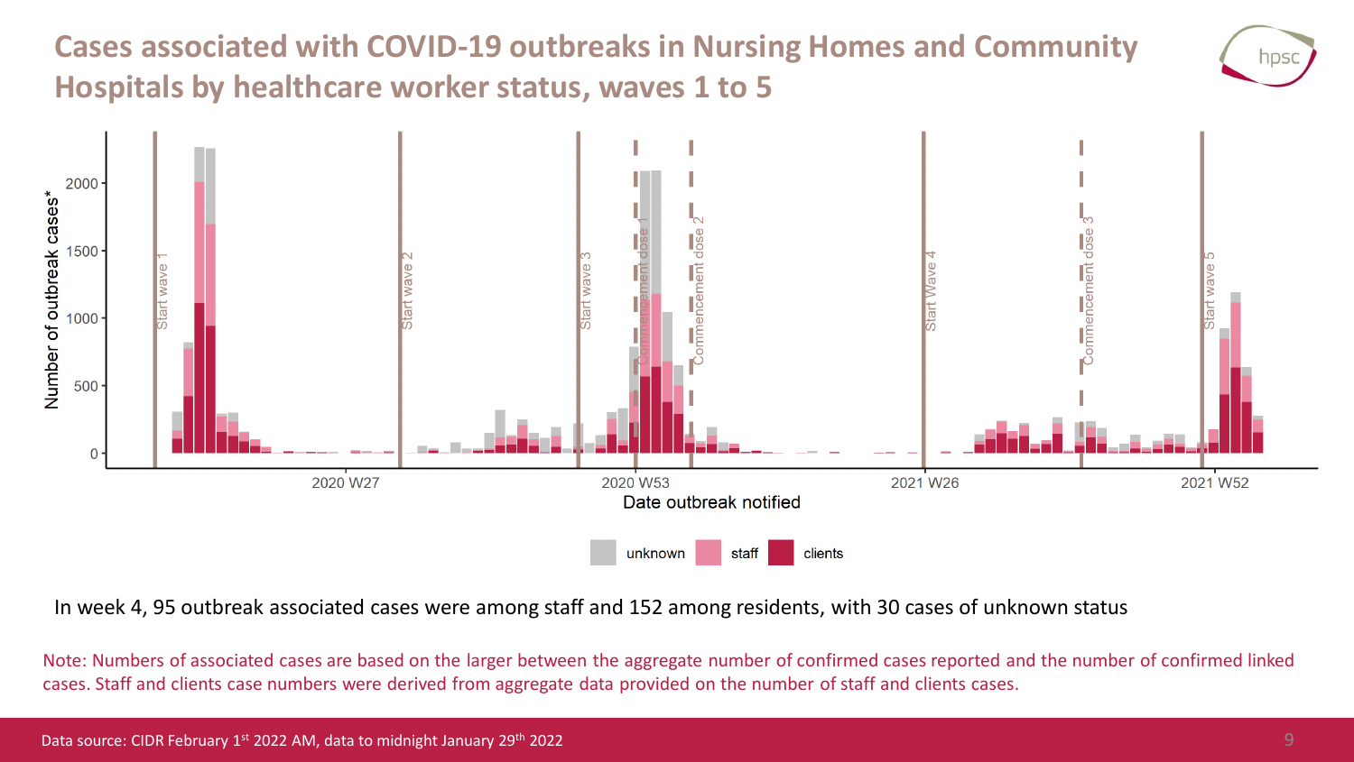# Cases associated with COVID-19 outbreaks in Nursing Homes and Community Hospitals by healthcare worker status, waves 1 to 5

In week 4, 95 outbreak associated cases were among staff and 152 among residents, with 30 cases of unknown status

Note: Numbers of associated cases are based on the larger between the aggregate number of confirmed cases reported and the number of confirmed linked cases. Staff and clients case numbers were derived from aggregate data provided on the number of staff and clients cases.

Data source: CIDR February 1st 2022 AM, data to midnight January 29th 2022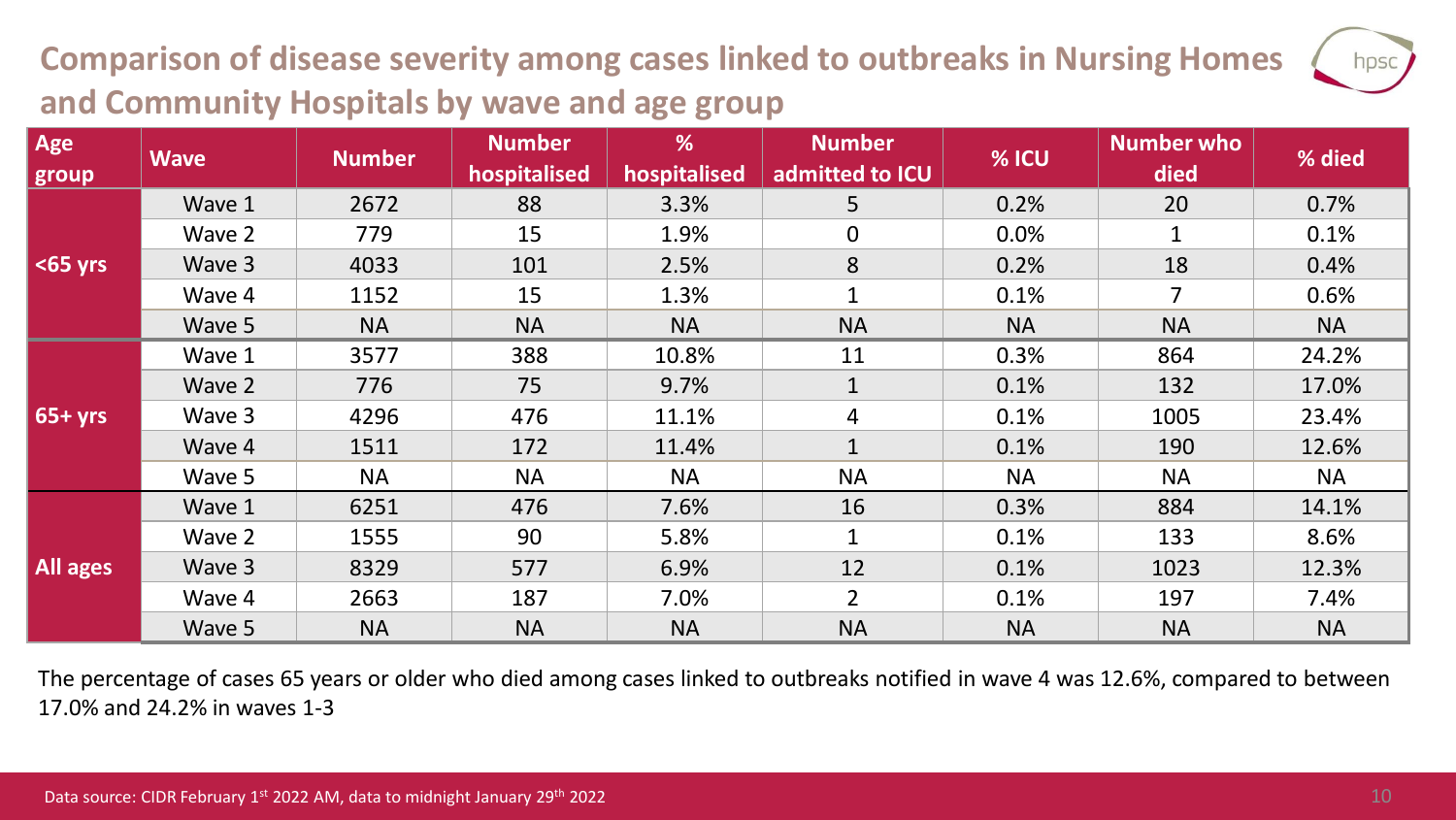# Comparison of disease severity among cases linked to outbreaks in Nursing Homes and Community Hospitals by wave and age group

| Age group | Wave | Number | Number hospitalised | % hospitalised | Number admitted to ICU | % ICU | Number who died | % died |
|---|---|---|---|---|---|---|---|---|
| <65 yrs | Wave 1 | 2672 | 88 | 3.3% | 5 | 0.2% | 20 | 0.7% |
| | Wave 2 | 779 | 15 | 1.9% | 0 | 0.0% | 1 | 0.1% |
| | Wave 3 | 4033 | 101 | 2.5% | 8 | 0.2% | 18 | 0.4% |
| | Wave 4 | 1152 | 15 | 1.3% | 1 | 0.1% | 7 | 0.6% |
| | Wave 5 | NA | NA | NA | NA | NA | NA | NA |
| 65+ yrs | Wave 1 | 3577 | 388 | 10.8% | 11 | 0.3% | 864 | 24.2% |
| | Wave 2 | 776 | 75 | 9.7% | 1 | 0.1% | 132 | 17.0% |
| | Wave 3 | 4296 | 476 | 11.1% | 4 | 0.1% | 1005 | 23.4% |
| | Wave 4 | 1511 | 172 | 11.4% | 1 | 0.1% | 190 | 12.6% |
| | Wave 5 | NA | NA | NA | NA | NA | NA | NA |
| All ages | Wave 1 | 6251 | 476 | 7.6% | 16 | 0.3% | 884 | 14.1% |
| | Wave 2 | 1555 | 90 | 5.8% | 1 | 0.1% | 133 | 8.6% |
| | Wave 3 | 8329 | 577 | 6.9% | 12 | 0.1% | 1023 | 12.3% |
| | Wave 4 | 2663 | 187 | 7.0% | 2 | 0.1% | 197 | 7.4% |
| | Wave 5 | NA | NA | NA | NA | NA | NA | NA |

The percentage of cases 65 years or older who died among cases linked to outbreaks notified in wave 4 was 12.6%, compared to between 17.0% and 24.2% in waves 1-3

Data source: CIDR February 1st 2022 AM, data to midnight January 29th 2022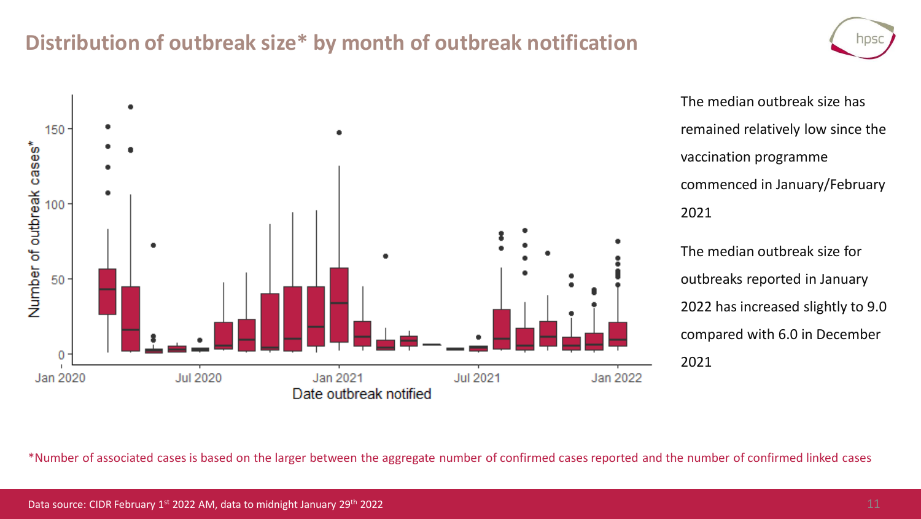## Distribution of outbreak size* by month of outbreak notification

Number of outbreak cases*

150
100
50
0

Jan 2020
Jul 2020
Jan 2021
Jul 2021
Jan 2022

Date outbreak notified

The median outbreak size has remained relatively low since the vaccination programme commenced in January/February 2021

The median outbreak size for outbreaks reported in January 2022 has increased slightly to 9.0 compared with 6.0 in December 2021

*Number of associated cases is based on the larger between the aggregate number of confirmed cases reported and the number of confirmed linked cases

Data source: CIDR February 1st 2022 AM, data to midnight January 29th 2022